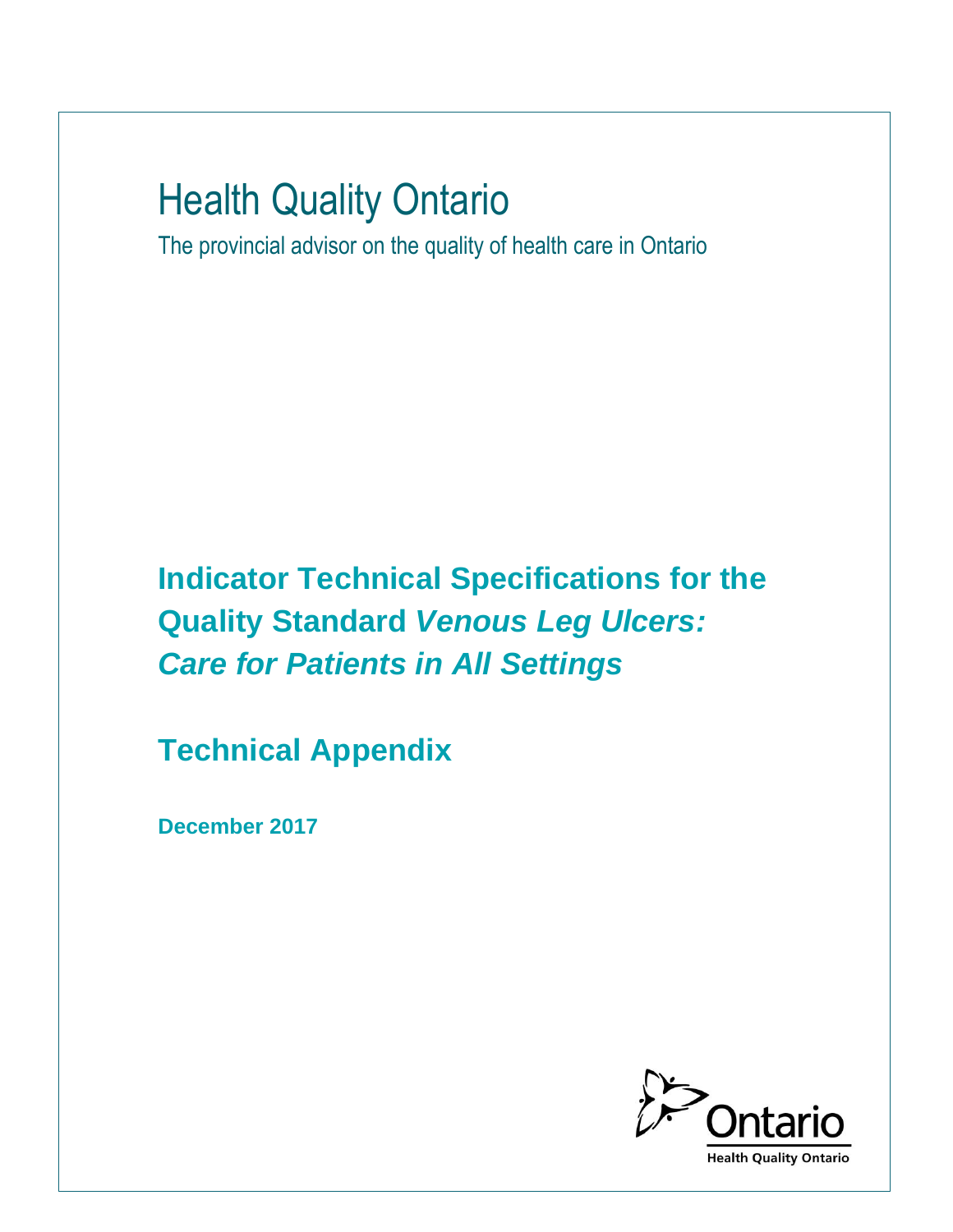# Health Quality Ontario

The provincial advisor on the quality of health care in Ontario

## Indicator Technical Specifications for the Quality Standard *Venous Leg Ulcers: Care for Patients in All Settings*

## Technical Appendix

**December 2017**

Ontario

Health Quality Ontario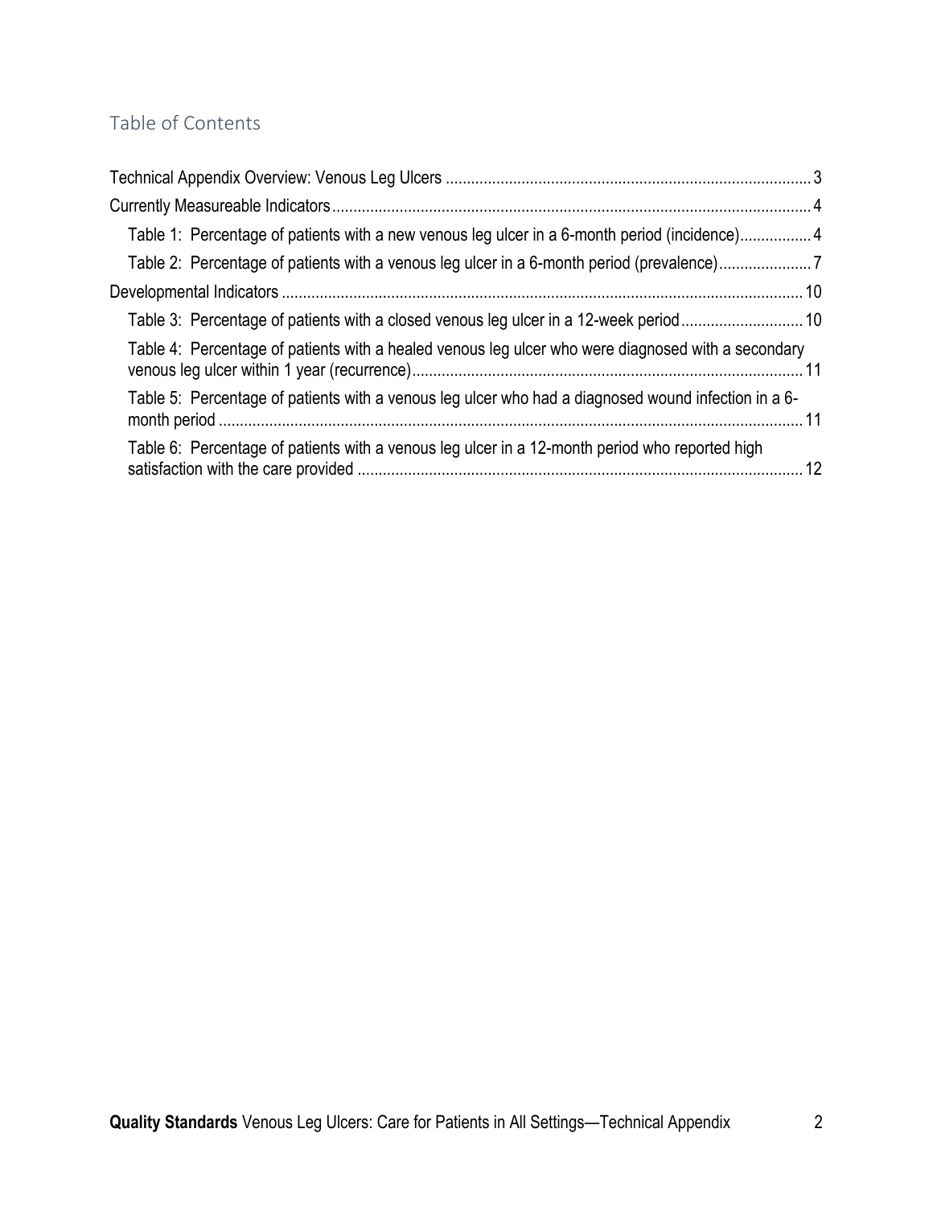## Table of Contents

- Technical Appendix Overview: Venous Leg Ulcers ........ 3
- Currently Measureable Indicators ........ 4
  - Table 1: Percentage of patients with a new venous leg ulcer in a 6-month period (incidence) ........ 4
  - Table 2: Percentage of patients with a venous leg ulcer in a 6-month period (prevalence) ........ 7
- Developmental Indicators ........ 10
  - Table 3: Percentage of patients with a closed venous leg ulcer in a 12-week period ........ 10
  - Table 4: Percentage of patients with a healed venous leg ulcer who were diagnosed with a secondary venous leg ulcer within 1 year (recurrence) ........ 11
  - Table 5: Percentage of patients with a venous leg ulcer who had a diagnosed wound infection in a 6-month period ........ 11
  - Table 6: Percentage of patients with a venous leg ulcer in a 12-month period who reported high satisfaction with the care provided ........ 12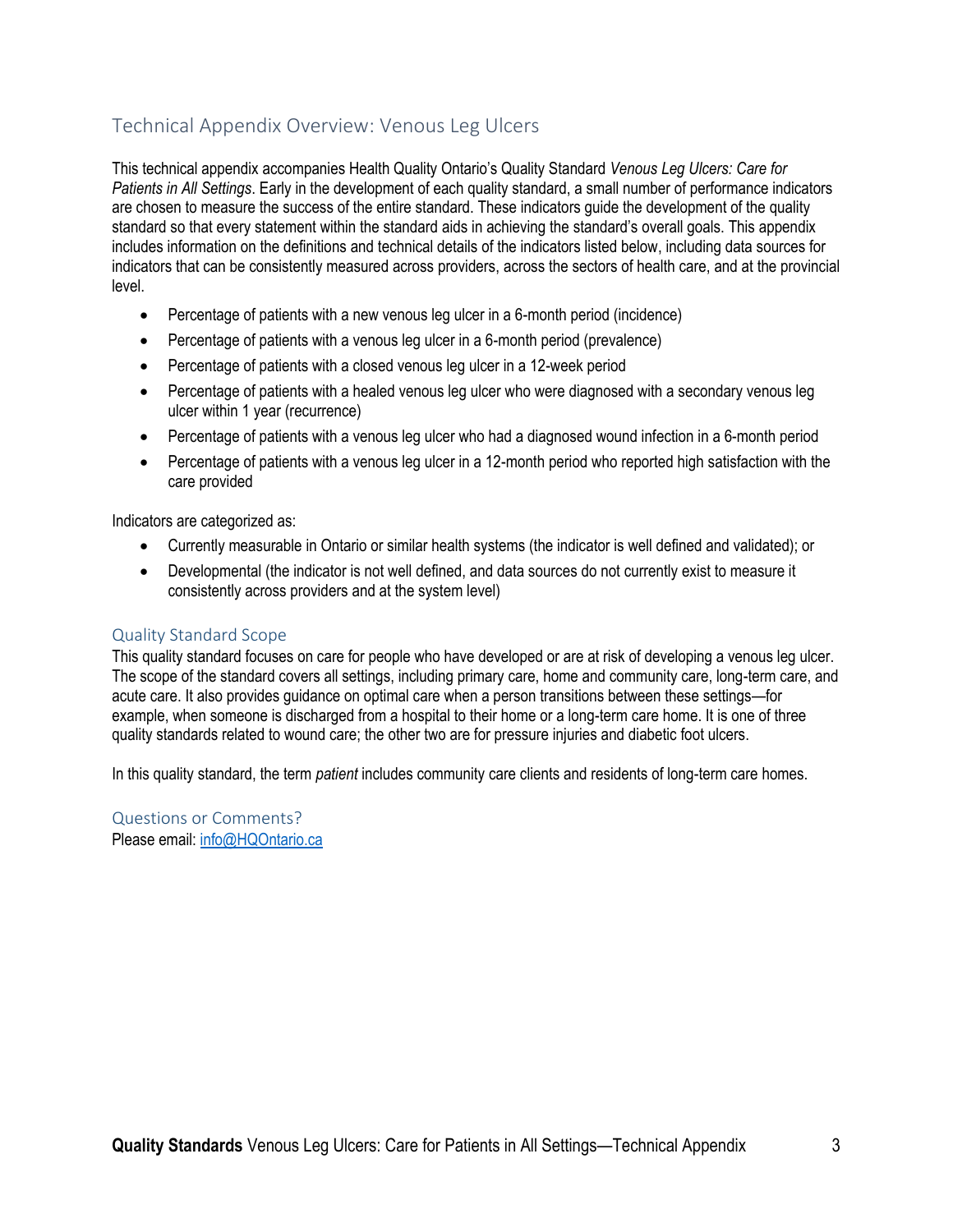## Technical Appendix Overview: Venous Leg Ulcers

This technical appendix accompanies Health Quality Ontario's Quality Standard *Venous Leg Ulcers: Care for Patients in All Settings*. Early in the development of each quality standard, a small number of performance indicators are chosen to measure the success of the entire standard. These indicators guide the development of the quality standard so that every statement within the standard aids in achieving the standard's overall goals. This appendix includes information on the definitions and technical details of the indicators listed below, including data sources for indicators that can be consistently measured across providers, across the sectors of health care, and at the provincial level.

- Percentage of patients with a new venous leg ulcer in a 6-month period (incidence)
- Percentage of patients with a venous leg ulcer in a 6-month period (prevalence)
- Percentage of patients with a closed venous leg ulcer in a 12-week period
- Percentage of patients with a healed venous leg ulcer who were diagnosed with a secondary venous leg ulcer within 1 year (recurrence)
- Percentage of patients with a venous leg ulcer who had a diagnosed wound infection in a 6-month period
- Percentage of patients with a venous leg ulcer in a 12-month period who reported high satisfaction with the care provided

Indicators are categorized as:

- Currently measurable in Ontario or similar health systems (the indicator is well defined and validated); or
- Developmental (the indicator is not well defined, and data sources do not currently exist to measure it consistently across providers and at the system level)

### Quality Standard Scope

This quality standard focuses on care for people who have developed or are at risk of developing a venous leg ulcer. The scope of the standard covers all settings, including primary care, home and community care, long-term care, and acute care. It also provides guidance on optimal care when a person transitions between these settings—for example, when someone is discharged from a hospital to their home or a long-term care home. It is one of three quality standards related to wound care; the other two are for pressure injuries and diabetic foot ulcers.

In this quality standard, the term *patient* includes community care clients and residents of long-term care homes.

### Questions or Comments?

Please email: info@HQOntario.ca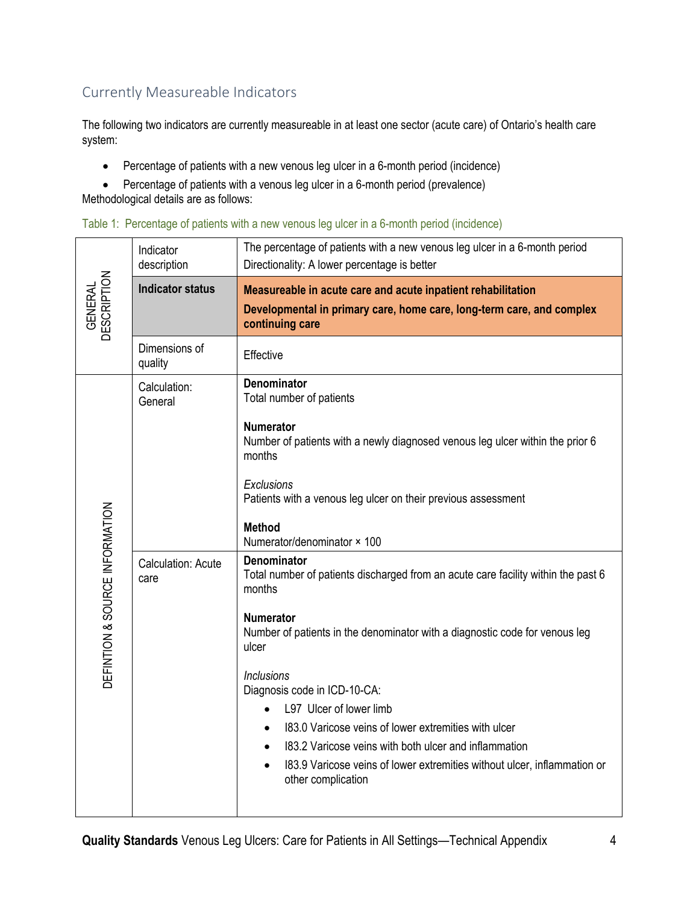## Currently Measureable Indicators

The following two indicators are currently measureable in at least one sector (acute care) of Ontario's health care system:

- Percentage of patients with a new venous leg ulcer in a 6-month period (incidence)
- Percentage of patients with a venous leg ulcer in a 6-month period (prevalence)

Methodological details are as follows:

Table 1: Percentage of patients with a new venous leg ulcer in a 6-month period (incidence)

| | | |
|---|---|---|
| GENERAL DESCRIPTION | Indicator description | The percentage of patients with a new venous leg ulcer in a 6-month period<br>Directionality: A lower percentage is better |
| | **Indicator status** | **Measureable in acute care and acute inpatient rehabilitation**<br>**Developmental in primary care, home care, long-term care, and complex continuing care** |
| | Dimensions of quality | Effective |
| DEFINTION & SOURCE INFORMATION | Calculation: General | **Denominator**<br>Total number of patients<br><br>**Numerator**<br>Number of patients with a newly diagnosed venous leg ulcer within the prior 6 months<br><br>*Exclusions*<br>Patients with a venous leg ulcer on their previous assessment<br><br>**Method**<br>Numerator/denominator × 100 |
| | Calculation: Acute care | **Denominator**<br>Total number of patients discharged from an acute care facility within the past 6 months<br><br>**Numerator**<br>Number of patients in the denominator with a diagnostic code for venous leg ulcer<br><br>*Inclusions*<br>Diagnosis code in ICD-10-CA:<br>• L97 Ulcer of lower limb<br>• I83.0 Varicose veins of lower extremities with ulcer<br>• I83.2 Varicose veins with both ulcer and inflammation<br>• I83.9 Varicose veins of lower extremities without ulcer, inflammation or other complication |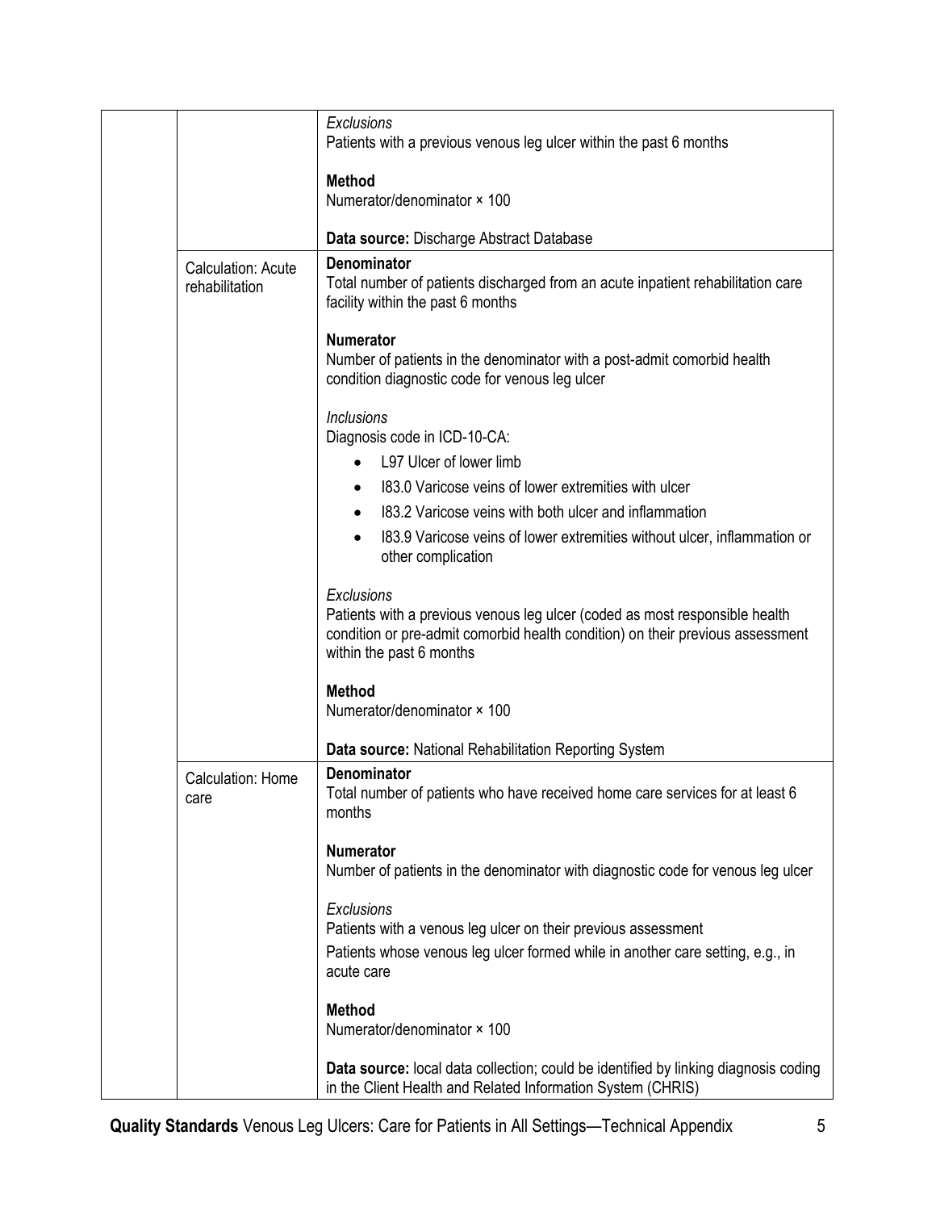| | | |
|---|---|---|
| | | *Exclusions*<br>Patients with a previous venous leg ulcer within the past 6 months<br><br>**Method**<br>Numerator/denominator × 100<br><br>**Data source:** Discharge Abstract Database |
| | Calculation: Acute rehabilitation | **Denominator**<br>Total number of patients discharged from an acute inpatient rehabilitation care facility within the past 6 months<br><br>**Numerator**<br>Number of patients in the denominator with a post-admit comorbid health condition diagnostic code for venous leg ulcer<br><br>*Inclusions*<br>Diagnosis code in ICD-10-CA:<br>• L97 Ulcer of lower limb<br>• I83.0 Varicose veins of lower extremities with ulcer<br>• I83.2 Varicose veins with both ulcer and inflammation<br>• I83.9 Varicose veins of lower extremities without ulcer, inflammation or other complication<br><br>*Exclusions*<br>Patients with a previous venous leg ulcer (coded as most responsible health condition or pre-admit comorbid health condition) on their previous assessment within the past 6 months<br><br>**Method**<br>Numerator/denominator × 100<br><br>**Data source:** National Rehabilitation Reporting System |
| | Calculation: Home care | **Denominator**<br>Total number of patients who have received home care services for at least 6 months<br><br>**Numerator**<br>Number of patients in the denominator with diagnostic code for venous leg ulcer<br><br>*Exclusions*<br>Patients with a venous leg ulcer on their previous assessment<br>Patients whose venous leg ulcer formed while in another care setting, e.g., in acute care<br><br>**Method**<br>Numerator/denominator × 100<br><br>**Data source:** local data collection; could be identified by linking diagnosis coding in the Client Health and Related Information System (CHRIS) |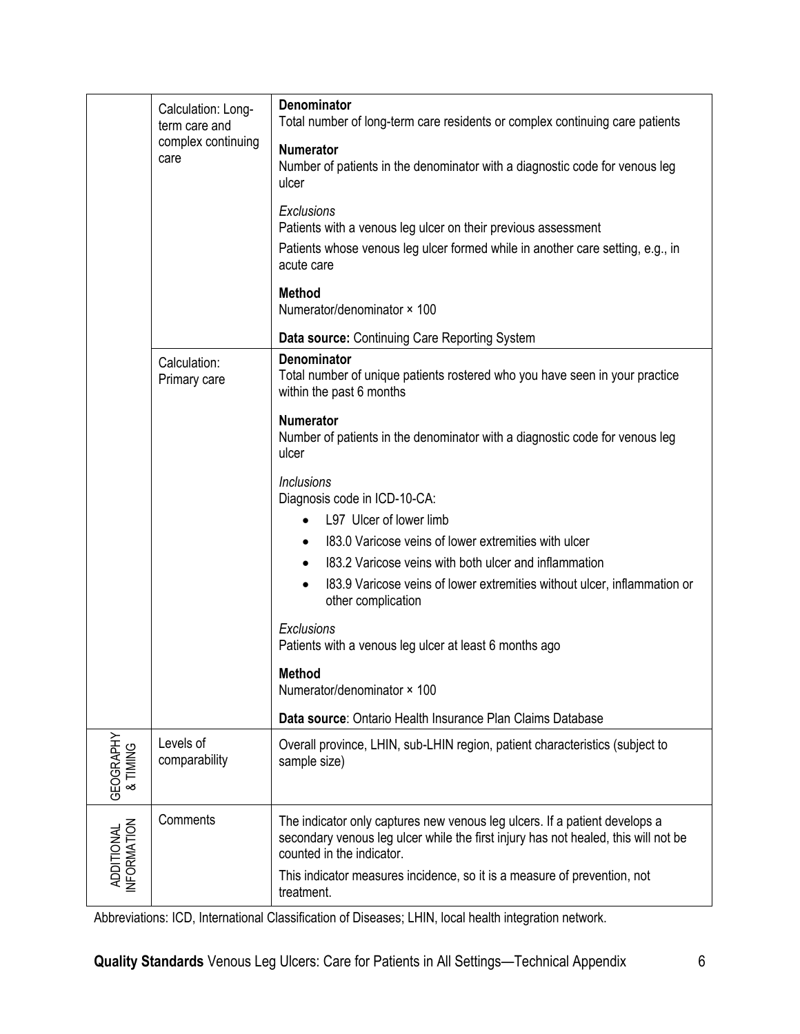| | | |
|---|---|---|
| | Calculation: Long-term care and complex continuing care | **Denominator**<br>Total number of long-term care residents or complex continuing care patients<br><br>**Numerator**<br>Number of patients in the denominator with a diagnostic code for venous leg ulcer<br><br>*Exclusions*<br>Patients with a venous leg ulcer on their previous assessment<br>Patients whose venous leg ulcer formed while in another care setting, e.g., in acute care<br><br>**Method**<br>Numerator/denominator × 100<br><br>**Data source:** Continuing Care Reporting System |
| | Calculation: Primary care | **Denominator**<br>Total number of unique patients rostered who you have seen in your practice within the past 6 months<br><br>**Numerator**<br>Number of patients in the denominator with a diagnostic code for venous leg ulcer<br><br>*Inclusions*<br>Diagnosis code in ICD-10-CA:<br>• L97 Ulcer of lower limb<br>• I83.0 Varicose veins of lower extremities with ulcer<br>• I83.2 Varicose veins with both ulcer and inflammation<br>• I83.9 Varicose veins of lower extremities without ulcer, inflammation or other complication<br><br>*Exclusions*<br>Patients with a venous leg ulcer at least 6 months ago<br><br>**Method**<br>Numerator/denominator × 100<br><br>**Data source**: Ontario Health Insurance Plan Claims Database |
| GEOGRAPHY & TIMING | Levels of comparability | Overall province, LHIN, sub-LHIN region, patient characteristics (subject to sample size) |
| ADDITIONAL INFORMATION | Comments | The indicator only captures new venous leg ulcers. If a patient develops a secondary venous leg ulcer while the first injury has not healed, this will not be counted in the indicator.<br>This indicator measures incidence, so it is a measure of prevention, not treatment. |

Abbreviations: ICD, International Classification of Diseases; LHIN, local health integration network.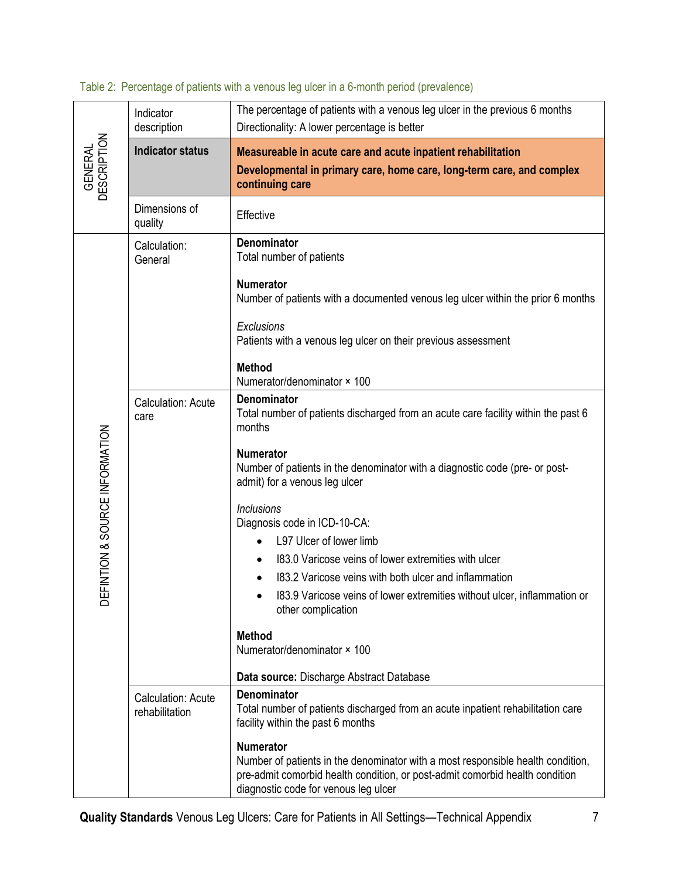Table 2: Percentage of patients with a venous leg ulcer in a 6-month period (prevalence)

| | | |
|---|---|---|
| GENERAL DESCRIPTION | Indicator description | The percentage of patients with a venous leg ulcer in the previous 6 months<br>Directionality: A lower percentage is better |
| | **Indicator status** | **Measureable in acute care and acute inpatient rehabilitation**<br>**Developmental in primary care, home care, long-term care, and complex continuing care** |
| | Dimensions of quality | Effective |
| DEFINTION & SOURCE INFORMATION | Calculation: General | **Denominator**<br>Total number of patients<br><br>**Numerator**<br>Number of patients with a documented venous leg ulcer within the prior 6 months<br><br>*Exclusions*<br>Patients with a venous leg ulcer on their previous assessment<br><br>**Method**<br>Numerator/denominator × 100 |
| | Calculation: Acute care | **Denominator**<br>Total number of patients discharged from an acute care facility within the past 6 months<br><br>**Numerator**<br>Number of patients in the denominator with a diagnostic code (pre- or post-admit) for a venous leg ulcer<br><br>*Inclusions*<br>Diagnosis code in ICD-10-CA:<br>• L97 Ulcer of lower limb<br>• I83.0 Varicose veins of lower extremities with ulcer<br>• I83.2 Varicose veins with both ulcer and inflammation<br>• I83.9 Varicose veins of lower extremities without ulcer, inflammation or other complication<br><br>**Method**<br>Numerator/denominator × 100<br><br>**Data source:** Discharge Abstract Database |
| | Calculation: Acute rehabilitation | **Denominator**<br>Total number of patients discharged from an acute inpatient rehabilitation care facility within the past 6 months<br><br>**Numerator**<br>Number of patients in the denominator with a most responsible health condition, pre-admit comorbid health condition, or post-admit comorbid health condition diagnostic code for venous leg ulcer |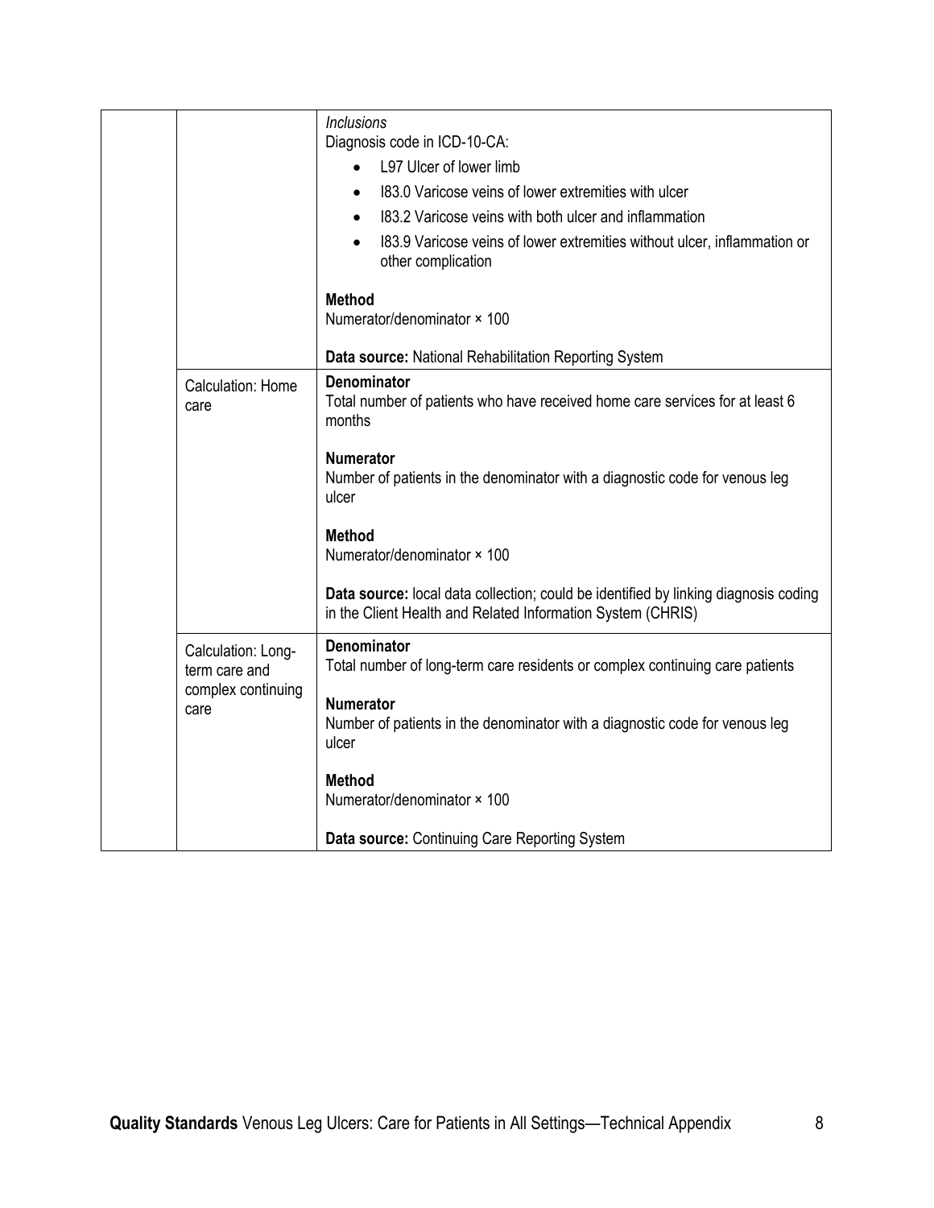|  |  | *Inclusions*<br>Diagnosis code in ICD-10-CA:<br>• L97 Ulcer of lower limb<br>• I83.0 Varicose veins of lower extremities with ulcer<br>• I83.2 Varicose veins with both ulcer and inflammation<br>• I83.9 Varicose veins of lower extremities without ulcer, inflammation or other complication<br><br>**Method**<br>Numerator/denominator × 100<br><br>**Data source:** National Rehabilitation Reporting System |
|---|---|---|
|  | Calculation: Home care | **Denominator**<br>Total number of patients who have received home care services for at least 6 months<br><br>**Numerator**<br>Number of patients in the denominator with a diagnostic code for venous leg ulcer<br><br>**Method**<br>Numerator/denominator × 100<br><br>**Data source:** local data collection; could be identified by linking diagnosis coding in the Client Health and Related Information System (CHRIS) |
|  | Calculation: Long-term care and complex continuing care | **Denominator**<br>Total number of long-term care residents or complex continuing care patients<br><br>**Numerator**<br>Number of patients in the denominator with a diagnostic code for venous leg ulcer<br><br>**Method**<br>Numerator/denominator × 100<br><br>**Data source:** Continuing Care Reporting System |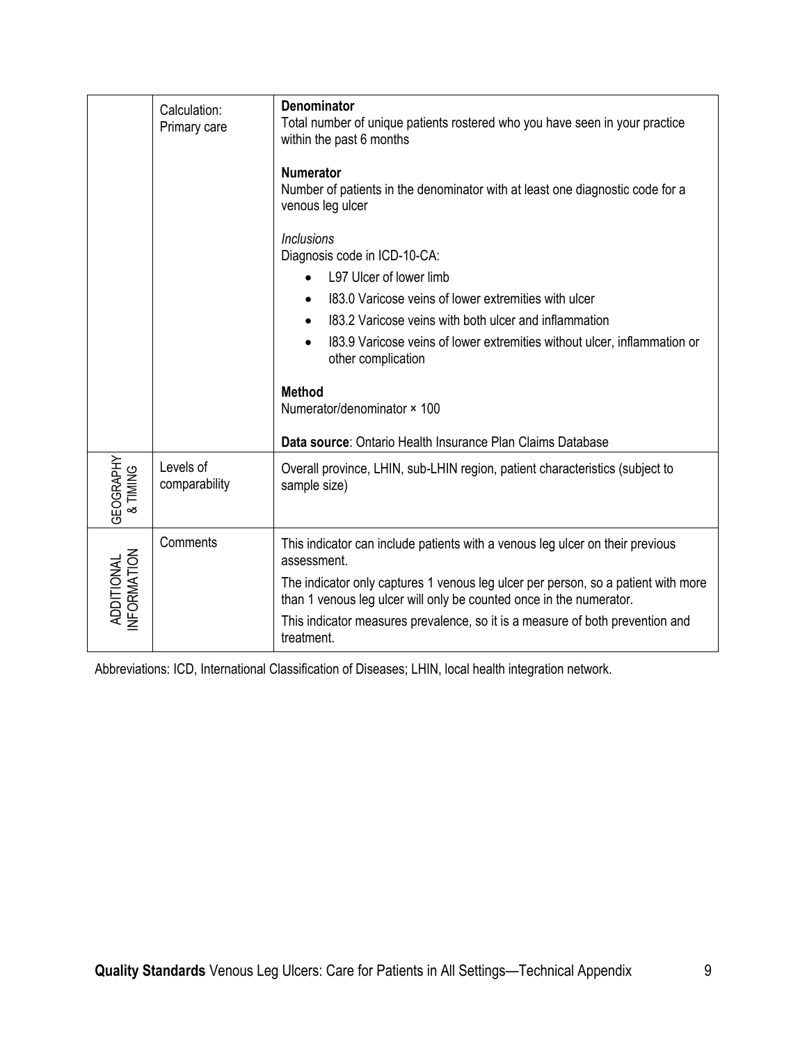| | | |
|---|---|---|
| | Calculation: Primary care | **Denominator**<br>Total number of unique patients rostered who you have seen in your practice within the past 6 months<br><br>**Numerator**<br>Number of patients in the denominator with at least one diagnostic code for a venous leg ulcer<br><br>*Inclusions*<br>Diagnosis code in ICD-10-CA:<br>• L97 Ulcer of lower limb<br>• I83.0 Varicose veins of lower extremities with ulcer<br>• I83.2 Varicose veins with both ulcer and inflammation<br>• I83.9 Varicose veins of lower extremities without ulcer, inflammation or other complication<br><br>**Method**<br>Numerator/denominator × 100<br><br>**Data source**: Ontario Health Insurance Plan Claims Database |
| GEOGRAPHY & TIMING | Levels of comparability | Overall province, LHIN, sub-LHIN region, patient characteristics (subject to sample size) |
| ADDITIONAL INFORMATION | Comments | This indicator can include patients with a venous leg ulcer on their previous assessment.<br><br>The indicator only captures 1 venous leg ulcer per person, so a patient with more than 1 venous leg ulcer will only be counted once in the numerator.<br><br>This indicator measures prevalence, so it is a measure of both prevention and treatment. |

Abbreviations: ICD, International Classification of Diseases; LHIN, local health integration network.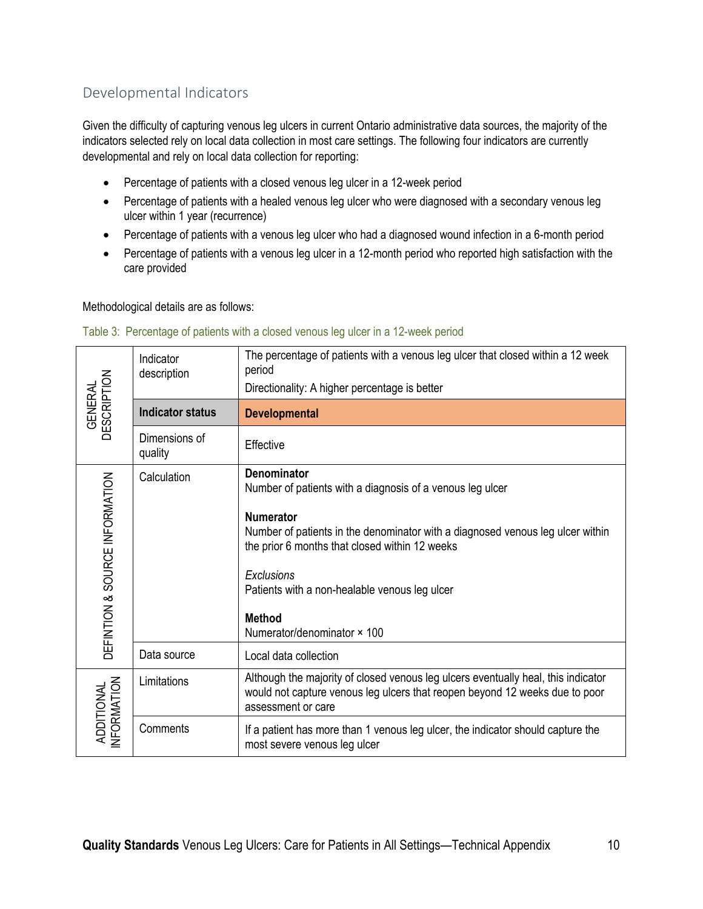## Developmental Indicators

Given the difficulty of capturing venous leg ulcers in current Ontario administrative data sources, the majority of the indicators selected rely on local data collection in most care settings. The following four indicators are currently developmental and rely on local data collection for reporting:

- Percentage of patients with a closed venous leg ulcer in a 12-week period
- Percentage of patients with a healed venous leg ulcer who were diagnosed with a secondary venous leg ulcer within 1 year (recurrence)
- Percentage of patients with a venous leg ulcer who had a diagnosed wound infection in a 6-month period
- Percentage of patients with a venous leg ulcer in a 12-month period who reported high satisfaction with the care provided

Methodological details are as follows:

Table 3: Percentage of patients with a closed venous leg ulcer in a 12-week period

| | | |
|---|---|---|
| GENERAL DESCRIPTION | Indicator description | The percentage of patients with a venous leg ulcer that closed within a 12 week period<br>Directionality: A higher percentage is better |
| | **Indicator status** | **Developmental** |
| | Dimensions of quality | Effective |
| DEFINTION & SOURCE INFORMATION | Calculation | **Denominator**<br>Number of patients with a diagnosis of a venous leg ulcer<br><br>**Numerator**<br>Number of patients in the denominator with a diagnosed venous leg ulcer within the prior 6 months that closed within 12 weeks<br><br>*Exclusions*<br>Patients with a non-healable venous leg ulcer<br><br>**Method**<br>Numerator/denominator × 100 |
| | Data source | Local data collection |
| ADDITIONAL INFORMATION | Limitations | Although the majority of closed venous leg ulcers eventually heal, this indicator would not capture venous leg ulcers that reopen beyond 12 weeks due to poor assessment or care |
| | Comments | If a patient has more than 1 venous leg ulcer, the indicator should capture the most severe venous leg ulcer |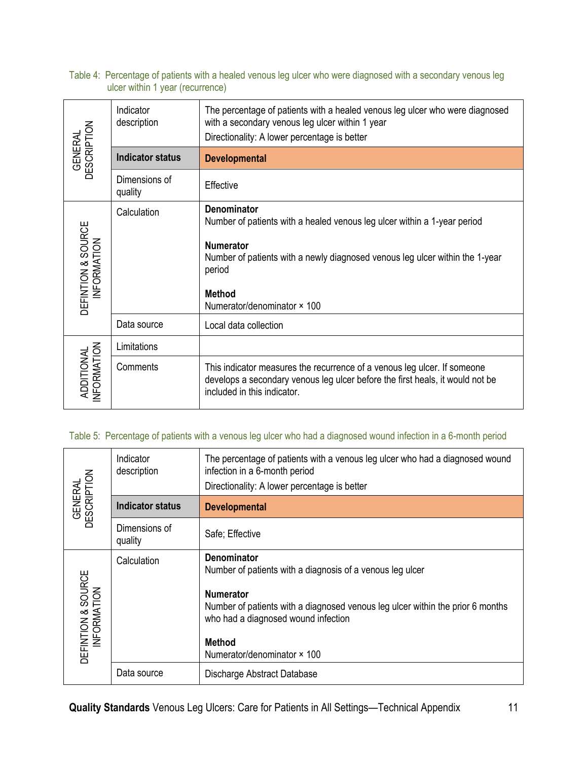Table 4: Percentage of patients with a healed venous leg ulcer who were diagnosed with a secondary venous leg ulcer within 1 year (recurrence)

| | | |
|---|---|---|
| GENERAL DESCRIPTION | Indicator description | The percentage of patients with a healed venous leg ulcer who were diagnosed with a secondary venous leg ulcer within 1 year<br>Directionality: A lower percentage is better |
| | **Indicator status** | **Developmental** |
| | Dimensions of quality | Effective |
| DEFINTION & SOURCE INFORMATION | Calculation | **Denominator**<br>Number of patients with a healed venous leg ulcer within a 1-year period<br><br>**Numerator**<br>Number of patients with a newly diagnosed venous leg ulcer within the 1-year period<br><br>**Method**<br>Numerator/denominator × 100 |
| | Data source | Local data collection |
| ADDITIONAL INFORMATION | Limitations | |
| | Comments | This indicator measures the recurrence of a venous leg ulcer. If someone develops a secondary venous leg ulcer before the first heals, it would not be included in this indicator. |

Table 5: Percentage of patients with a venous leg ulcer who had a diagnosed wound infection in a 6-month period

| | | |
|---|---|---|
| GENERAL DESCRIPTION | Indicator description | The percentage of patients with a venous leg ulcer who had a diagnosed wound infection in a 6-month period<br>Directionality: A lower percentage is better |
| | **Indicator status** | **Developmental** |
| | Dimensions of quality | Safe; Effective |
| DEFINTION & SOURCE INFORMATION | Calculation | **Denominator**<br>Number of patients with a diagnosis of a venous leg ulcer<br><br>**Numerator**<br>Number of patients with a diagnosed venous leg ulcer within the prior 6 months who had a diagnosed wound infection<br><br>**Method**<br>Numerator/denominator × 100 |
| | Data source | Discharge Abstract Database |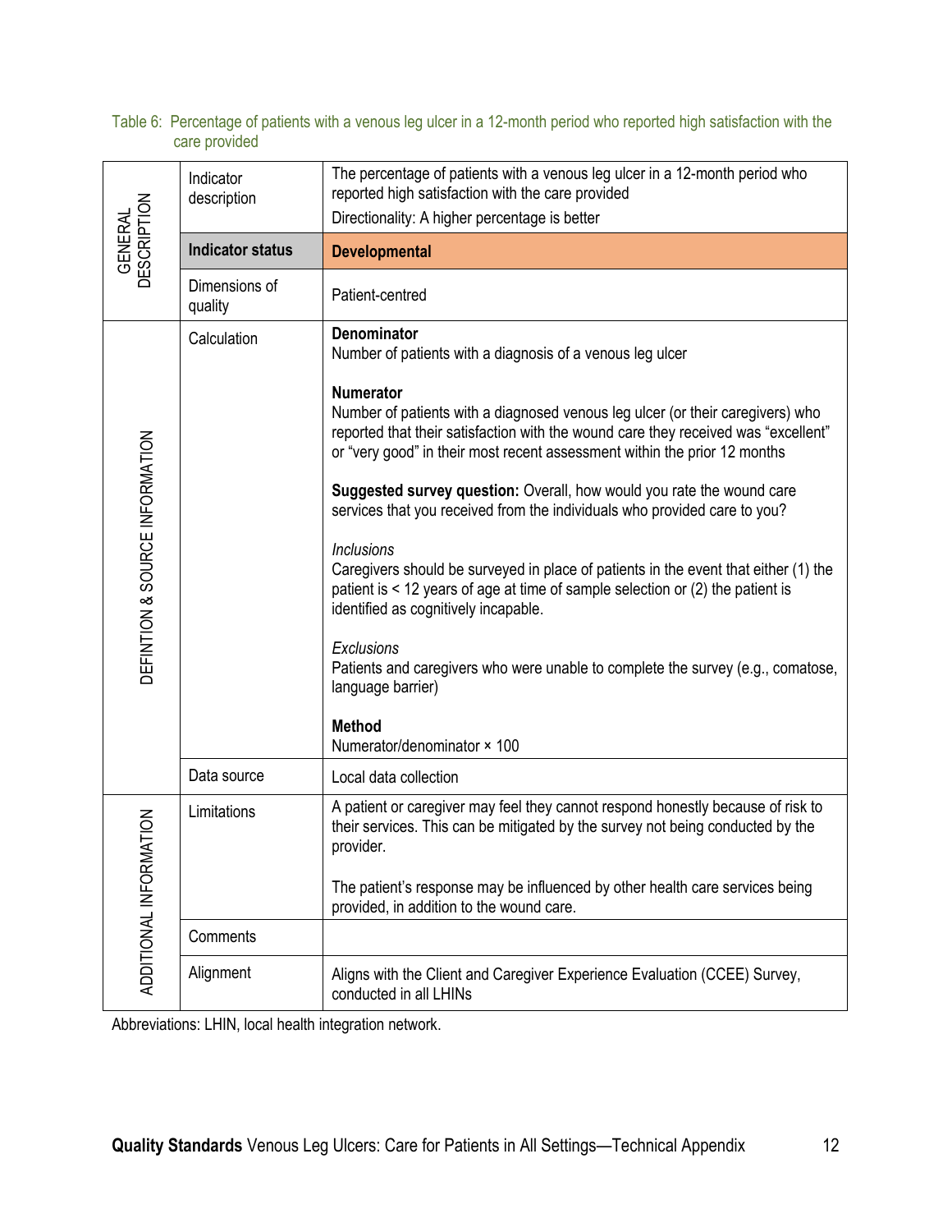Table 6: Percentage of patients with a venous leg ulcer in a 12-month period who reported high satisfaction with the care provided

| | | |
|---|---|---|
| GENERAL DESCRIPTION | Indicator description | The percentage of patients with a venous leg ulcer in a 12-month period who reported high satisfaction with the care provided<br>Directionality: A higher percentage is better |
| | **Indicator status** | **Developmental** |
| | Dimensions of quality | Patient-centred |
| DEFINTION & SOURCE INFORMATION | Calculation | **Denominator**<br>Number of patients with a diagnosis of a venous leg ulcer<br><br>**Numerator**<br>Number of patients with a diagnosed venous leg ulcer (or their caregivers) who reported that their satisfaction with the wound care they received was "excellent" or "very good" in their most recent assessment within the prior 12 months<br><br>**Suggested survey question:** Overall, how would you rate the wound care services that you received from the individuals who provided care to you?<br><br>*Inclusions*<br>Caregivers should be surveyed in place of patients in the event that either (1) the patient is < 12 years of age at time of sample selection or (2) the patient is identified as cognitively incapable.<br><br>*Exclusions*<br>Patients and caregivers who were unable to complete the survey (e.g., comatose, language barrier)<br><br>**Method**<br>Numerator/denominator × 100 |
| | Data source | Local data collection |
| ADDITIONAL INFORMATION | Limitations | A patient or caregiver may feel they cannot respond honestly because of risk to their services. This can be mitigated by the survey not being conducted by the provider.<br><br>The patient's response may be influenced by other health care services being provided, in addition to the wound care. |
| | Comments | |
| | Alignment | Aligns with the Client and Caregiver Experience Evaluation (CCEE) Survey, conducted in all LHINs |

Abbreviations: LHIN, local health integration network.